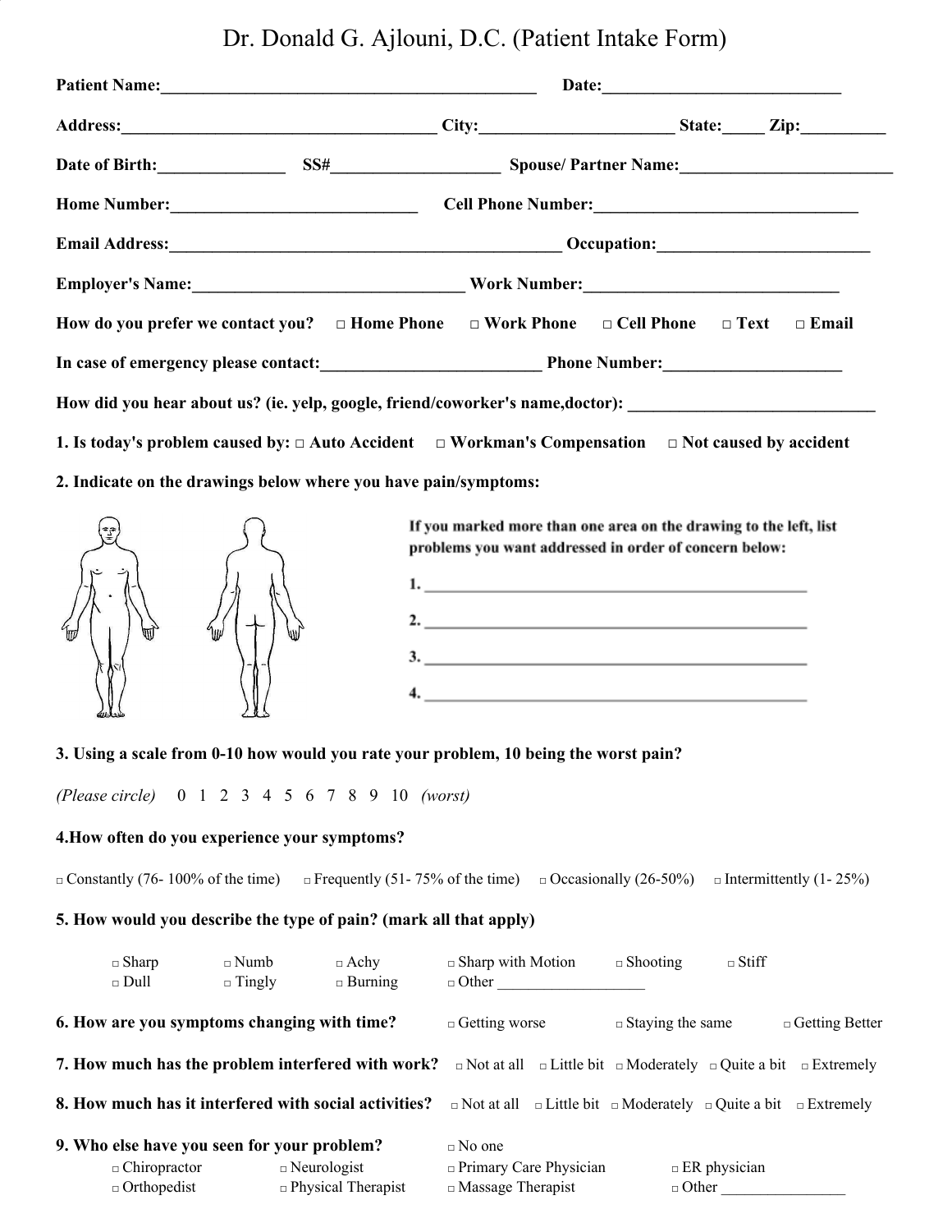# Dr. Donald G. Ajlouni, D.C. (Patient Intake Form)

**Patient Name:**_______________________________________________ **Date:**______________________________

**Address:**________________________________________ **City:**_______________________ **State:**_____ **Zip:**__________

**Date of Birth:**________________ **SS#**____________________ **Spouse/ Partner Name:**__________________________

**Home Number:**______________________________ **Cell Phone Number:**________________________________

**Email Address:**_________________________________________________ **Occupation:**__________________________

**Employer's Name:**__________________________________ **Work Number:**_______________________________

**How do you prefer we contact you?** □ **Home Phone** □ **Work Phone** □ **Cell Phone** □ **Text** □ **Email**

**In case of emergency please contact:**___________________________ **Phone Number:**______________________

**How did you hear about us? (ie. yelp, google, friend/coworker's name,doctor):** ______________________________

**1. Is today's problem caused by:** □ **Auto Accident** □ **Workman's Compensation** □ **Not caused by accident**

**2. Indicate on the drawings below where you have pain/symptoms:**

**If you marked more than one area on the drawing to the left, list problems you want addressed in order of concern below:**

1. ________________________________________________
2. ________________________________________________
3. ________________________________________________
4. ________________________________________________

**3. Using a scale from 0-10 how would you rate your problem, 10 being the worst pain?**

*(Please circle)* 0 1 2 3 4 5 6 7 8 9 10 *(worst)*

**4.How often do you experience your symptoms?**

□ Constantly (76- 100% of the time) □ Frequently (51- 75% of the time) □ Occasionally (26-50%) □ Intermittently (1- 25%)

**5. How would you describe the type of pain? (mark all that apply)**

□ Sharp □ Numb □ Achy □ Sharp with Motion □ Shooting □ Stiff
□ Dull □ Tingly □ Burning □ Other ___________________

**6. How are you symptoms changing with time?** □ Getting worse □ Staying the same □ Getting Better

**7. How much has the problem interfered with work?** □ Not at all □ Little bit □ Moderately □ Quite a bit □ Extremely

**8. How much has it interfered with social activities?** □ Not at all □ Little bit □ Moderately □ Quite a bit □ Extremely

**9. Who else have you seen for your problem?** □ No one

□ Chiropractor □ Neurologist □ Primary Care Physician □ ER physician
□ Orthopedist □ Physical Therapist □ Massage Therapist □ Other ________________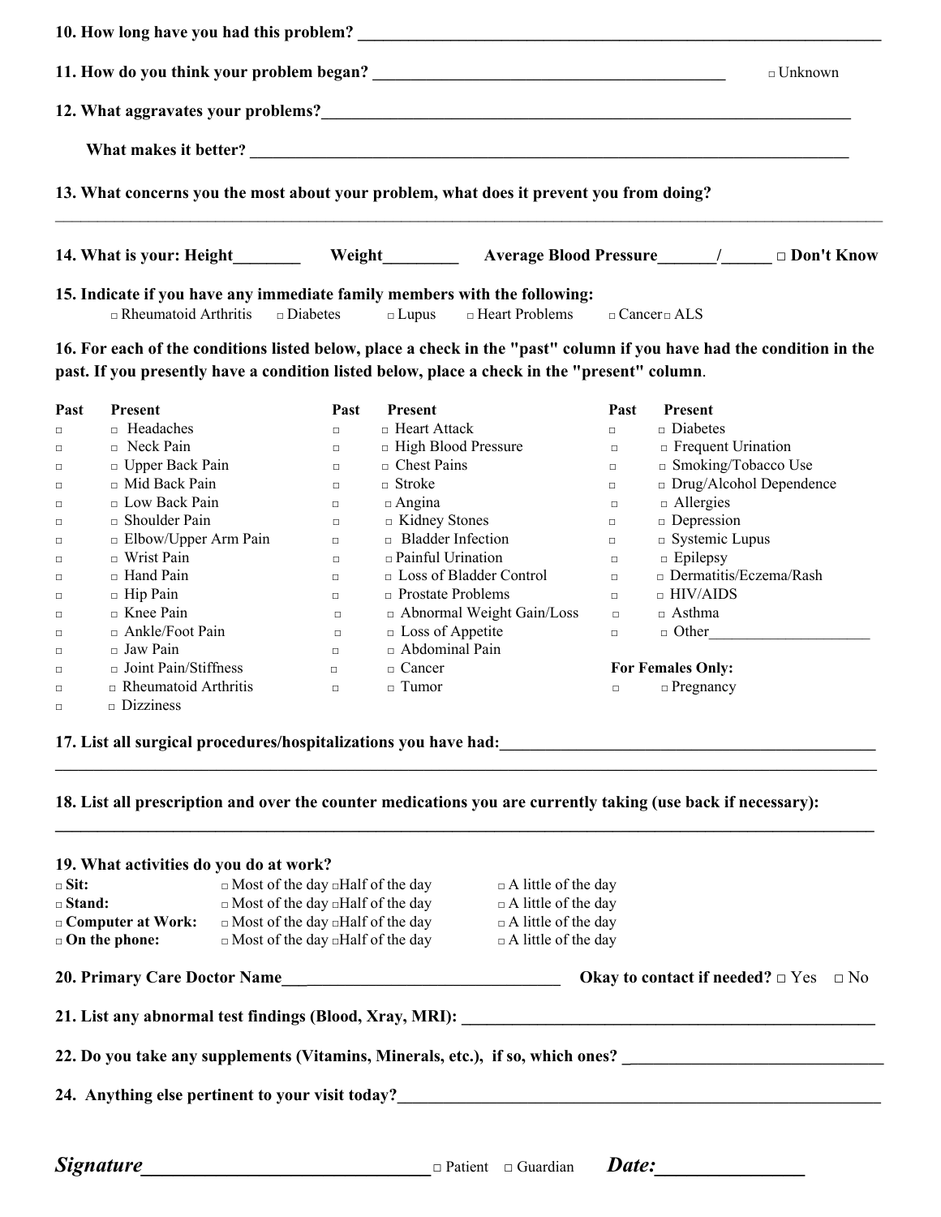**10. How long have you had this problem?** ____________________________________________

**11. How do you think your problem began?** ______________________________ □ Unknown

**12. What aggravates your problems?** ____________________________________________

**What makes it better?** ____________________________________________

**13. What concerns you the most about your problem, what does it prevent you from doing?**

____________________________________________

**14. What is your: Height**________ **Weight**_________ **Average Blood Pressure**_______/______ **□ Don't Know**

**15. Indicate if you have any immediate family members with the following:**

□ Rheumatoid Arthritis □ Diabetes □ Lupus □ Heart Problems □ Cancer □ ALS

**16. For each of the conditions listed below, place a check in the "past" column if you have had the condition in the past. If you presently have a condition listed below, place a check in the "present" column**.

| Past | Present | Past | Present | Past | Present |
|---|---|---|---|---|---|
| □ | □ Headaches | □ | □ Heart Attack | □ | □ Diabetes |
| □ | □ Neck Pain | □ | □ High Blood Pressure | □ | □ Frequent Urination |
| □ | □ Upper Back Pain | □ | □ Chest Pains | □ | □ Smoking/Tobacco Use |
| □ | □ Mid Back Pain | □ | □ Stroke | □ | □ Drug/Alcohol Dependence |
| □ | □ Low Back Pain | □ | □ Angina | □ | □ Allergies |
| □ | □ Shoulder Pain | □ | □ Kidney Stones | □ | □ Depression |
| □ | □ Elbow/Upper Arm Pain | □ | □ Bladder Infection | □ | □ Systemic Lupus |
| □ | □ Wrist Pain | □ | □ Painful Urination | □ | □ Epilepsy |
| □ | □ Hand Pain | □ | □ Loss of Bladder Control | □ | □ Dermatitis/Eczema/Rash |
| □ | □ Hip Pain | □ | □ Prostate Problems | □ | □ HIV/AIDS |
| □ | □ Knee Pain | □ | □ Abnormal Weight Gain/Loss | □ | □ Asthma |
| □ | □ Ankle/Foot Pain | □ | □ Loss of Appetite | □ | □ Other_____________________ |
| □ | □ Jaw Pain | □ | □ Abdominal Pain | | |
| □ | □ Joint Pain/Stiffness | □ | □ Cancer | **For Females Only:** | |
| □ | □ Rheumatoid Arthritis | □ | □ Tumor | □ | □ Pregnancy |
| □ | □ Dizziness | | | | |

**17. List all surgical procedures/hospitalizations you have had:**____________________________________________

____________________________________________

**18. List all prescription and over the counter medications you are currently taking (use back if necessary):**

____________________________________________

**19. What activities do you do at work?**

| | | | |
|---|---|---|---|
| □ **Sit:** | □ Most of the day | □ Half of the day | □ A little of the day |
| □ **Stand:** | □ Most of the day | □ Half of the day | □ A little of the day |
| □ **Computer at Work:** | □ Most of the day | □ Half of the day | □ A little of the day |
| □ **On the phone:** | □ Most of the day | □ Half of the day | □ A little of the day |

**20. Primary Care Doctor Name**________________________________ **Okay to contact if needed?** □ Yes □ No

**21. List any abnormal test findings (Blood, Xray, MRI):** ____________________________________________

**22. Do you take any supplements (Vitamins, Minerals, etc.), if so, which ones?** ______________________________

**24. Anything else pertinent to your visit today?**____________________________________________

***Signature***______________________________ □ Patient □ Guardian ***Date:***_______________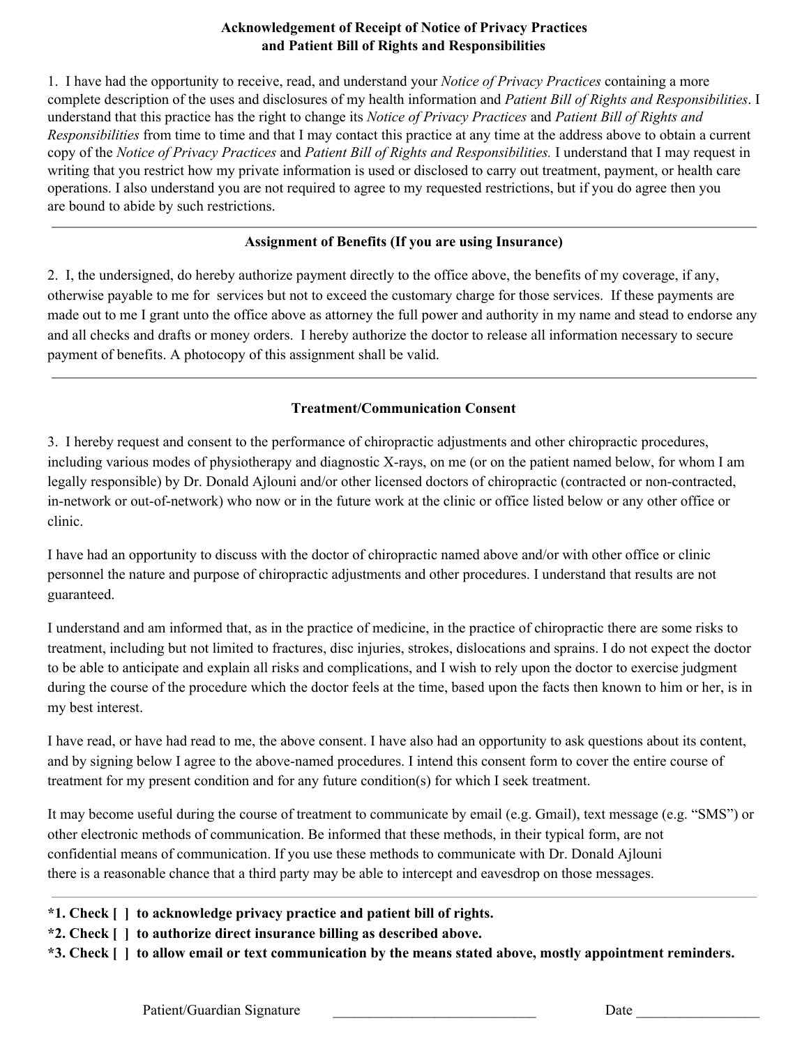## Acknowledgement of Receipt of Notice of Privacy Practices and Patient Bill of Rights and Responsibilities

1. I have had the opportunity to receive, read, and understand your *Notice of Privacy Practices* containing a more complete description of the uses and disclosures of my health information and *Patient Bill of Rights and Responsibilities*. I understand that this practice has the right to change its *Notice of Privacy Practices* and *Patient Bill of Rights and Responsibilities* from time to time and that I may contact this practice at any time at the address above to obtain a current copy of the *Notice of Privacy Practices* and *Patient Bill of Rights and Responsibilities.* I understand that I may request in writing that you restrict how my private information is used or disclosed to carry out treatment, payment, or health care operations. I also understand you are not required to agree to my requested restrictions, but if you do agree then you are bound to abide by such restrictions.

---

## Assignment of Benefits (If you are using Insurance)

2. I, the undersigned, do hereby authorize payment directly to the office above, the benefits of my coverage, if any, otherwise payable to me for services but not to exceed the customary charge for those services. If these payments are made out to me I grant unto the office above as attorney the full power and authority in my name and stead to endorse any and all checks and drafts or money orders. I hereby authorize the doctor to release all information necessary to secure payment of benefits. A photocopy of this assignment shall be valid.

---

## Treatment/Communication Consent

3. I hereby request and consent to the performance of chiropractic adjustments and other chiropractic procedures, including various modes of physiotherapy and diagnostic X-rays, on me (or on the patient named below, for whom I am legally responsible) by Dr. Donald Ajlouni and/or other licensed doctors of chiropractic (contracted or non-contracted, in-network or out-of-network) who now or in the future work at the clinic or office listed below or any other office or clinic.

I have had an opportunity to discuss with the doctor of chiropractic named above and/or with other office or clinic personnel the nature and purpose of chiropractic adjustments and other procedures. I understand that results are not guaranteed.

I understand and am informed that, as in the practice of medicine, in the practice of chiropractic there are some risks to treatment, including but not limited to fractures, disc injuries, strokes, dislocations and sprains. I do not expect the doctor to be able to anticipate and explain all risks and complications, and I wish to rely upon the doctor to exercise judgment during the course of the procedure which the doctor feels at the time, based upon the facts then known to him or her, is in my best interest.

I have read, or have had read to me, the above consent. I have also had an opportunity to ask questions about its content, and by signing below I agree to the above-named procedures. I intend this consent form to cover the entire course of treatment for my present condition and for any future condition(s) for which I seek treatment.

It may become useful during the course of treatment to communicate by email (e.g. Gmail), text message (e.g. "SMS") or other electronic methods of communication. Be informed that these methods, in their typical form, are not confidential means of communication. If you use these methods to communicate with Dr. Donald Ajlouni there is a reasonable chance that a third party may be able to intercept and eavesdrop on those messages.

---

**\*1. Check [ ] to acknowledge privacy practice and patient bill of rights.**

**\*2. Check [ ] to authorize direct insurance billing as described above.**

**\*3. Check [ ] to allow email or text communication by the means stated above, mostly appointment reminders.**

Patient/Guardian Signature ______________________________ Date __________________